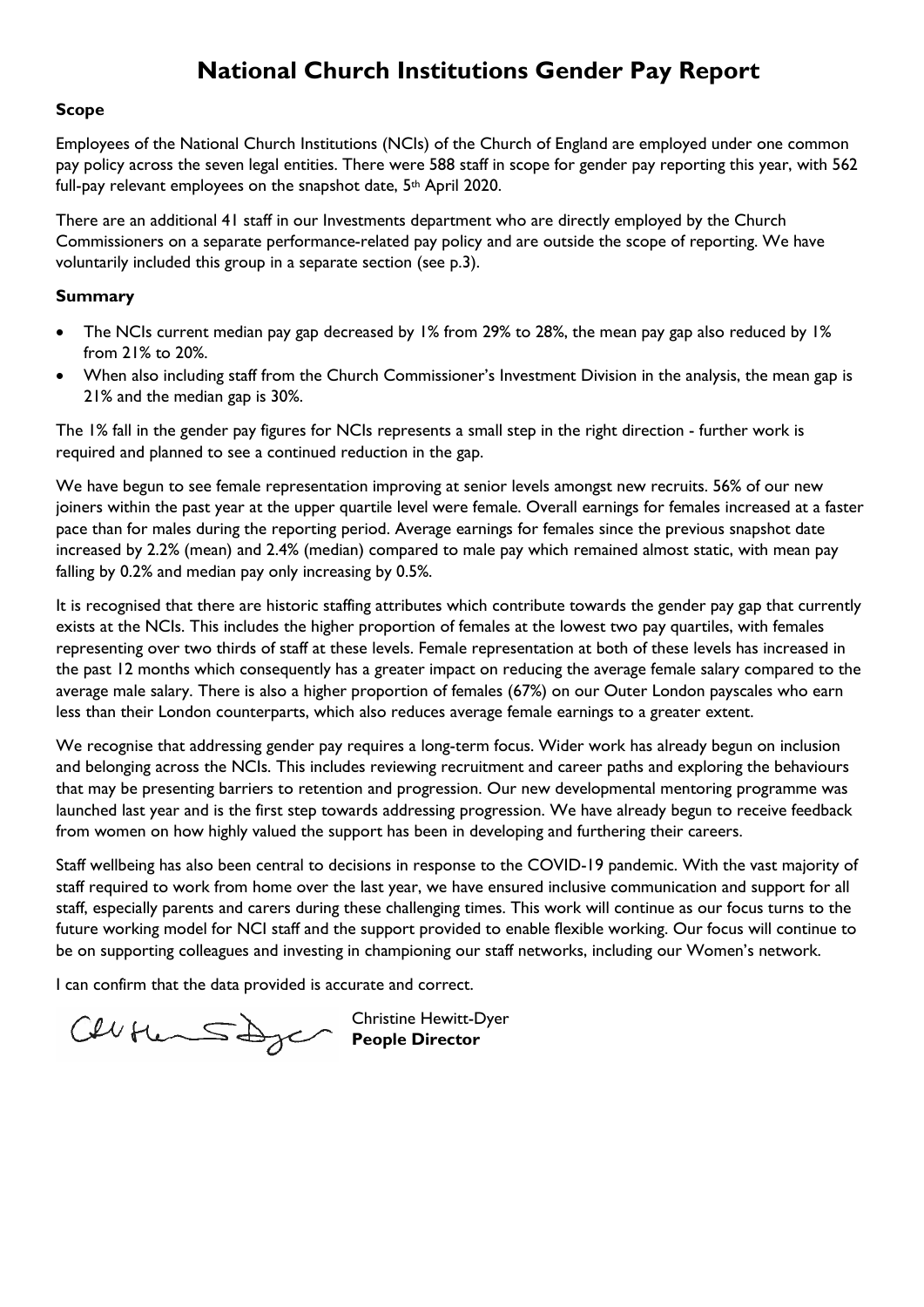# National Church Institutions Gender Pay Report

### Scope

Employees of the National Church Institutions (NCIs) of the Church of England are employed under one common pay policy across the seven legal entities. There were 588 staff in scope for gender pay reporting this year, with 562 full-pay relevant employees on the snapshot date, 5th April 2020.

There are an additional 41 staff in our Investments department who are directly employed by the Church Commissioners on a separate performance-related pay policy and are outside the scope of reporting. We have voluntarily included this group in a separate section (see p.3).

### Summary

- The NCIs current median pay gap decreased by 1% from 29% to 28%, the mean pay gap also reduced by 1% from 21% to 20%.
- When also including staff from the Church Commissioner's Investment Division in the analysis, the mean gap is 21% and the median gap is 30%.

The 1% fall in the gender pay figures for NCIs represents a small step in the right direction - further work is required and planned to see a continued reduction in the gap.

We have begun to see female representation improving at senior levels amongst new recruits. 56% of our new joiners within the past year at the upper quartile level were female. Overall earnings for females increased at a faster pace than for males during the reporting period. Average earnings for females since the previous snapshot date increased by 2.2% (mean) and 2.4% (median) compared to male pay which remained almost static, with mean pay falling by 0.2% and median pay only increasing by 0.5%.

It is recognised that there are historic staffing attributes which contribute towards the gender pay gap that currently exists at the NCIs. This includes the higher proportion of females at the lowest two pay quartiles, with females representing over two thirds of staff at these levels. Female representation at both of these levels has increased in the past 12 months which consequently has a greater impact on reducing the average female salary compared to the average male salary. There is also a higher proportion of females (67%) on our Outer London payscales who earn less than their London counterparts, which also reduces average female earnings to a greater extent.

We recognise that addressing gender pay requires a long-term focus. Wider work has already begun on inclusion and belonging across the NCIs. This includes reviewing recruitment and career paths and exploring the behaviours that may be presenting barriers to retention and progression. Our new developmental mentoring programme was launched last year and is the first step towards addressing progression. We have already begun to receive feedback from women on how highly valued the support has been in developing and furthering their careers.

Staff wellbeing has also been central to decisions in response to the COVID-19 pandemic. With the vast majority of staff required to work from home over the last year, we have ensured inclusive communication and support for all staff, especially parents and carers during these challenging times. This work will continue as our focus turns to the future working model for NCI staff and the support provided to enable flexible working. Our focus will continue to be on supporting colleagues and investing in championing our staff networks, including our Women's network.

I can confirm that the data provided is accurate and correct.

Christine Hewitt-Dyer
**People Director**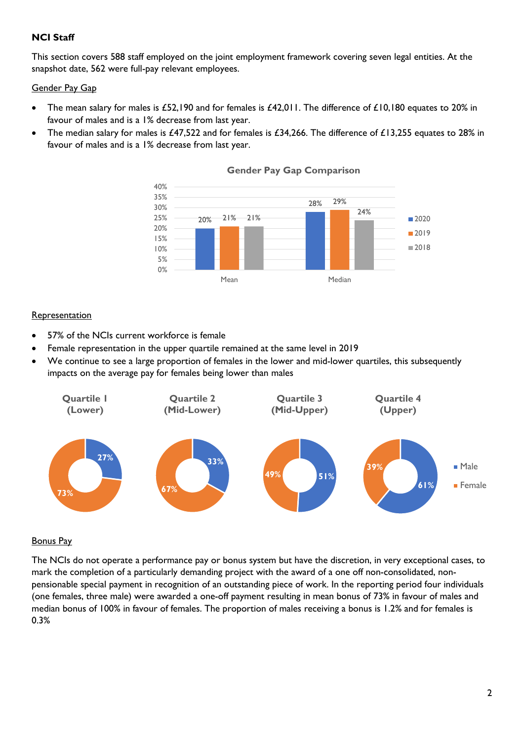**NCI Staff**

This section covers 588 staff employed on the joint employment framework covering seven legal entities. At the snapshot date, 562 were full-pay relevant employees.

Gender Pay Gap

- The mean salary for males is £52,190 and for females is £42,011. The difference of £10,180 equates to 20% in favour of males and is a 1% decrease from last year.
- The median salary for males is £47,522 and for females is £34,266. The difference of £13,255 equates to 28% in favour of males and is a 1% decrease from last year.

**Gender Pay Gap Comparison**

| | 2020 | 2019 | 2018 |
|---|---|---|---|
| Mean | 20% | 21% | 21% |
| Median | 28% | 29% | 24% |

Representation

- 57% of the NCIs current workforce is female
- Female representation in the upper quartile remained at the same level in 2019
- We continue to see a large proportion of females in the lower and mid-lower quartiles, this subsequently impacts on the average pay for females being lower than males

| | Quartile 1 (Lower) | Quartile 2 (Mid-Lower) | Quartile 3 (Mid-Upper) | Quartile 4 (Upper) |
|---|---|---|---|---|
| Male | 27% | 33% | 51% | 61% |
| Female | 73% | 67% | 49% | 39% |

Bonus Pay

The NCIs do not operate a performance pay or bonus system but have the discretion, in very exceptional cases, to mark the completion of a particularly demanding project with the award of a one off non-consolidated, non-pensionable special payment in recognition of an outstanding piece of work. In the reporting period four individuals (one females, three male) were awarded a one-off payment resulting in mean bonus of 73% in favour of males and median bonus of 100% in favour of females. The proportion of males receiving a bonus is 1.2% and for females is 0.3%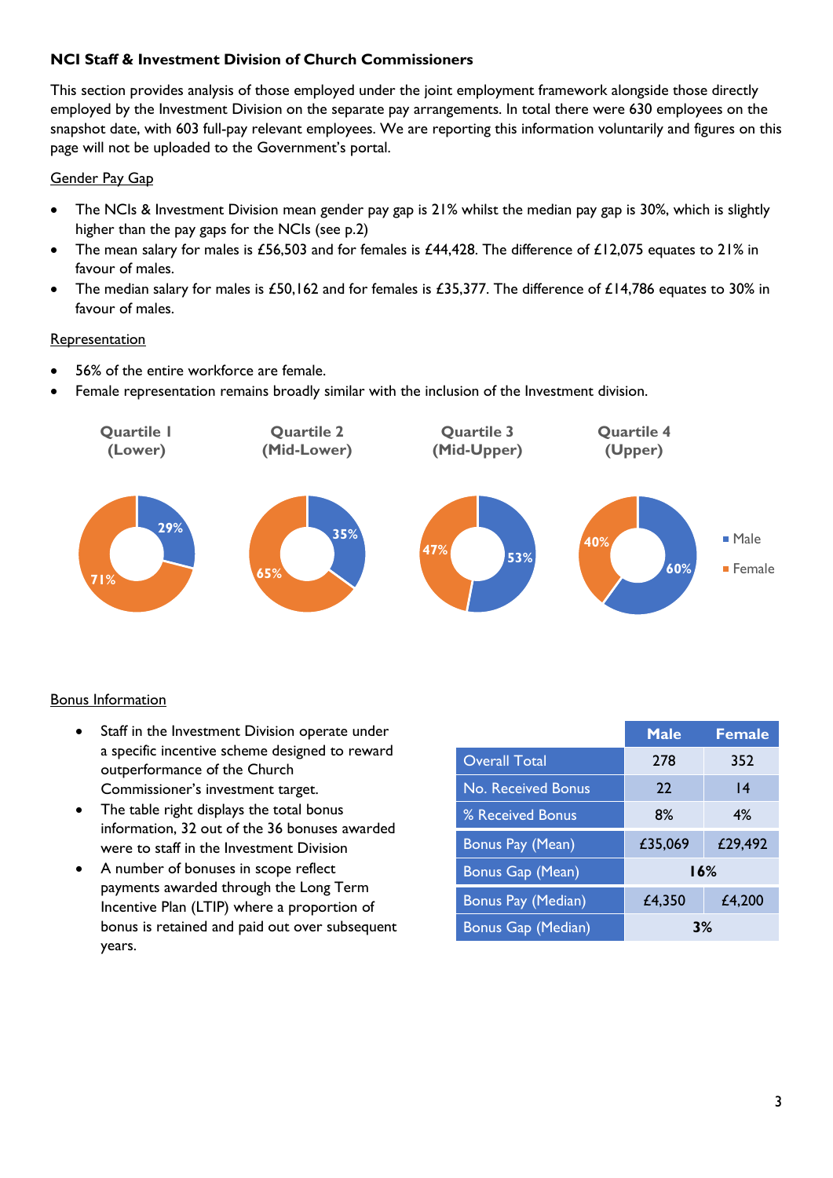**NCI Staff & Investment Division of Church Commissioners**

This section provides analysis of those employed under the joint employment framework alongside those directly employed by the Investment Division on the separate pay arrangements. In total there were 630 employees on the snapshot date, with 603 full-pay relevant employees. We are reporting this information voluntarily and figures on this page will not be uploaded to the Government's portal.

Gender Pay Gap

- The NCIs & Investment Division mean gender pay gap is 21% whilst the median pay gap is 30%, which is slightly higher than the pay gaps for the NCIs (see p.2)
- The mean salary for males is £56,503 and for females is £44,428. The difference of £12,075 equates to 21% in favour of males.
- The median salary for males is £50,162 and for females is £35,377. The difference of £14,786 equates to 30% in favour of males.

Representation

- 56% of the entire workforce are female.
- Female representation remains broadly similar with the inclusion of the Investment division.

| | Quartile 1 (Lower) | Quartile 2 (Mid-Lower) | Quartile 3 (Mid-Upper) | Quartile 4 (Upper) |
|---|---|---|---|---|
| Male | 29% | 35% | 53% | 60% |
| Female | 71% | 65% | 47% | 40% |

Bonus Information

- Staff in the Investment Division operate under a specific incentive scheme designed to reward outperformance of the Church Commissioner's investment target.
- The table right displays the total bonus information, 32 out of the 36 bonuses awarded were to staff in the Investment Division
- A number of bonuses in scope reflect payments awarded through the Long Term Incentive Plan (LTIP) where a proportion of bonus is retained and paid out over subsequent years.

| | Male | Female |
|---|---|---|
| Overall Total | 278 | 352 |
| No. Received Bonus | 22 | 14 |
| % Received Bonus | 8% | 4% |
| Bonus Pay (Mean) | £35,069 | £29,492 |
| Bonus Gap (Mean) | **16%** | |
| Bonus Pay (Median) | £4,350 | £4,200 |
| Bonus Gap (Median) | **3%** | |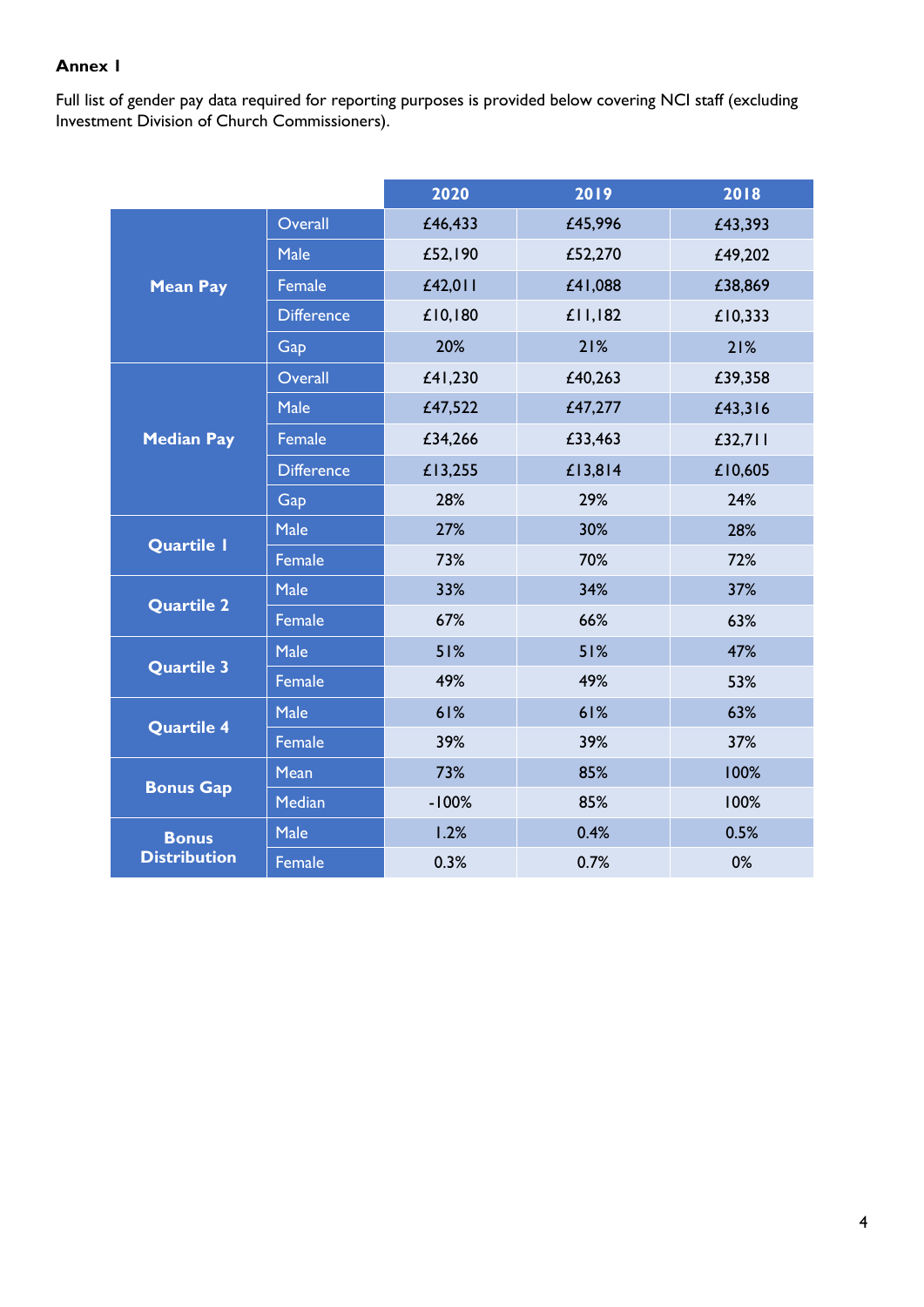**Annex I**

Full list of gender pay data required for reporting purposes is provided below covering NCI staff (excluding Investment Division of Church Commissioners).

| | | 2020 | 2019 | 2018 |
|---|---|---|---|---|
| **Mean Pay** | Overall | £46,433 | £45,996 | £43,393 |
| | Male | £52,190 | £52,270 | £49,202 |
| | Female | £42,011 | £41,088 | £38,869 |
| | Difference | £10,180 | £11,182 | £10,333 |
| | Gap | 20% | 21% | 21% |
| **Median Pay** | Overall | £41,230 | £40,263 | £39,358 |
| | Male | £47,522 | £47,277 | £43,316 |
| | Female | £34,266 | £33,463 | £32,711 |
| | Difference | £13,255 | £13,814 | £10,605 |
| | Gap | 28% | 29% | 24% |
| **Quartile 1** | Male | 27% | 30% | 28% |
| | Female | 73% | 70% | 72% |
| **Quartile 2** | Male | 33% | 34% | 37% |
| | Female | 67% | 66% | 63% |
| **Quartile 3** | Male | 51% | 51% | 47% |
| | Female | 49% | 49% | 53% |
| **Quartile 4** | Male | 61% | 61% | 63% |
| | Female | 39% | 39% | 37% |
| **Bonus Gap** | Mean | 73% | 85% | 100% |
| | Median | -100% | 85% | 100% |
| **Bonus Distribution** | Male | 1.2% | 0.4% | 0.5% |
| | Female | 0.3% | 0.7% | 0% |